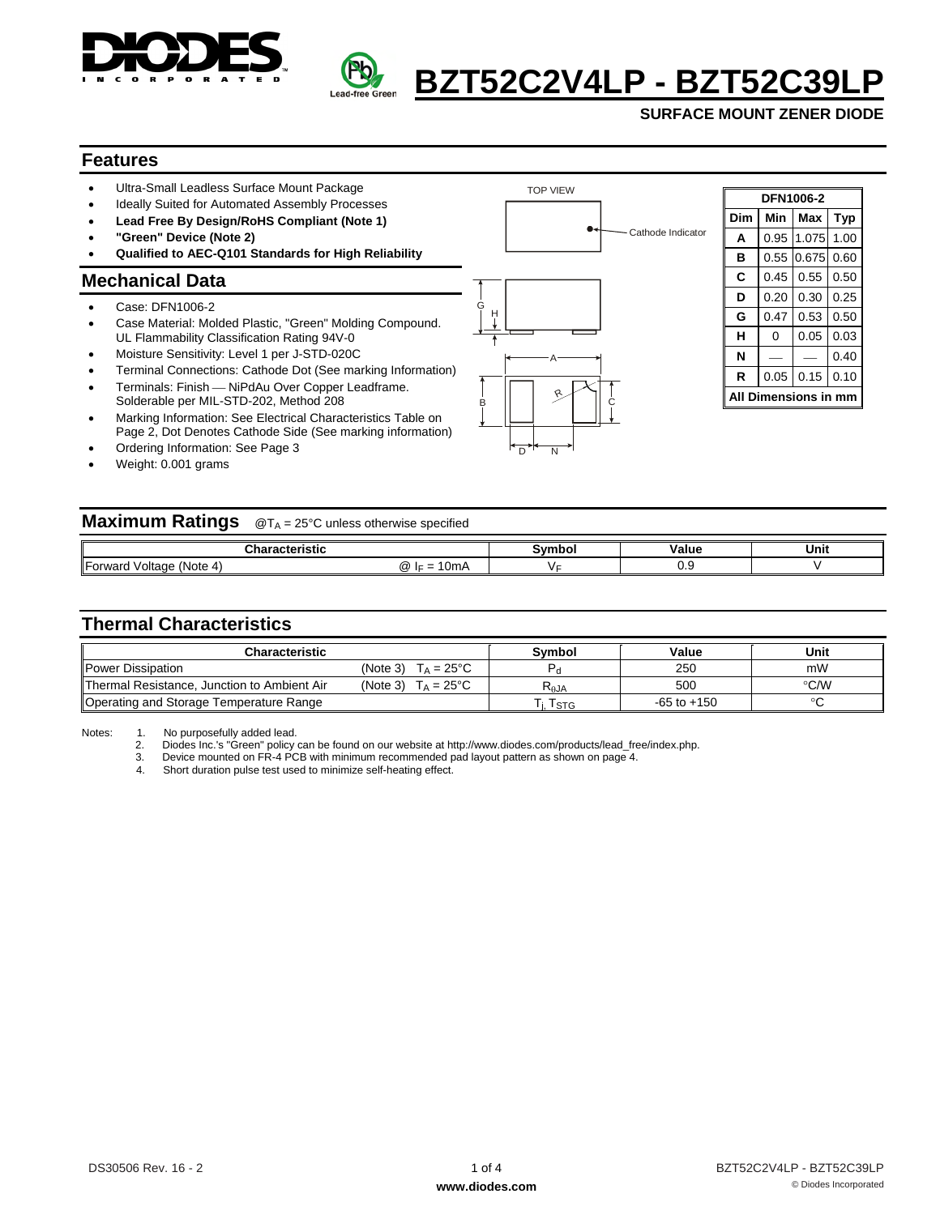# BZT52C2V4LP - BZT52C39LP

**SURFACE MOUNT ZENER DIODE**

## Features

- Ultra-Small Leadless Surface Mount Package
- Ideally Suited for Automated Assembly Processes
- **Lead Free By Design/RoHS Compliant (Note 1)**
- **"Green" Device (Note 2)**
- **Qualified to AEC-Q101 Standards for High Reliability**

## Mechanical Data

- Case: DFN1006-2
- Case Material: Molded Plastic, "Green" Molding Compound. UL Flammability Classification Rating 94V-0
- Moisture Sensitivity: Level 1 per J-STD-020C
- Terminal Connections: Cathode Dot (See marking Information)
- Terminals: Finish — NiPdAu Over Copper Leadframe. Solderable per MIL-STD-202, Method 208
- Marking Information: See Electrical Characteristics Table on Page 2, Dot Denotes Cathode Side (See marking information)
- Ordering Information: See Page 3
- Weight: 0.001 grams

TOP VIEW

Cathode Indicator

| DFN1006-2 | | | |
|---|---|---|---|
| **Dim** | **Min** | **Max** | **Typ** |
| **A** | 0.95 | 1.075 | 1.00 |
| **B** | 0.55 | 0.675 | 0.60 |
| **C** | 0.45 | 0.55 | 0.50 |
| **D** | 0.20 | 0.30 | 0.25 |
| **G** | 0.47 | 0.53 | 0.50 |
| **H** | 0 | 0.05 | 0.03 |
| **N** | — | — | 0.40 |
| **R** | 0.05 | 0.15 | 0.10 |
| **All Dimensions in mm** | | | |

## Maximum Ratings @$T_A$ = 25°C unless otherwise specified

| Characteristic | | Symbol | Value | Unit |
|---|---|---|---|---|
| Forward Voltage (Note 4) | @ $I_F$ = 10mA | $V_F$ | 0.9 | V |

## Thermal Characteristics

| Characteristic | | Symbol | Value | Unit |
|---|---|---|---|---|
| Power Dissipation | (Note 3) $T_A$ = 25°C | $P_d$ | 250 | mW |
| Thermal Resistance, Junction to Ambient Air | (Note 3) $T_A$ = 25°C | $R_{\theta JA}$ | 500 | °C/W |
| Operating and Storage Temperature Range | | $T_j, T_{STG}$ | -65 to +150 | °C |

Notes:
1. No purposefully added lead.
2. Diodes Inc.'s "Green" policy can be found on our website at http://www.diodes.com/products/lead_free/index.php.
3. Device mounted on FR-4 PCB with minimum recommended pad layout pattern as shown on page 4.
4. Short duration pulse test used to minimize self-heating effect.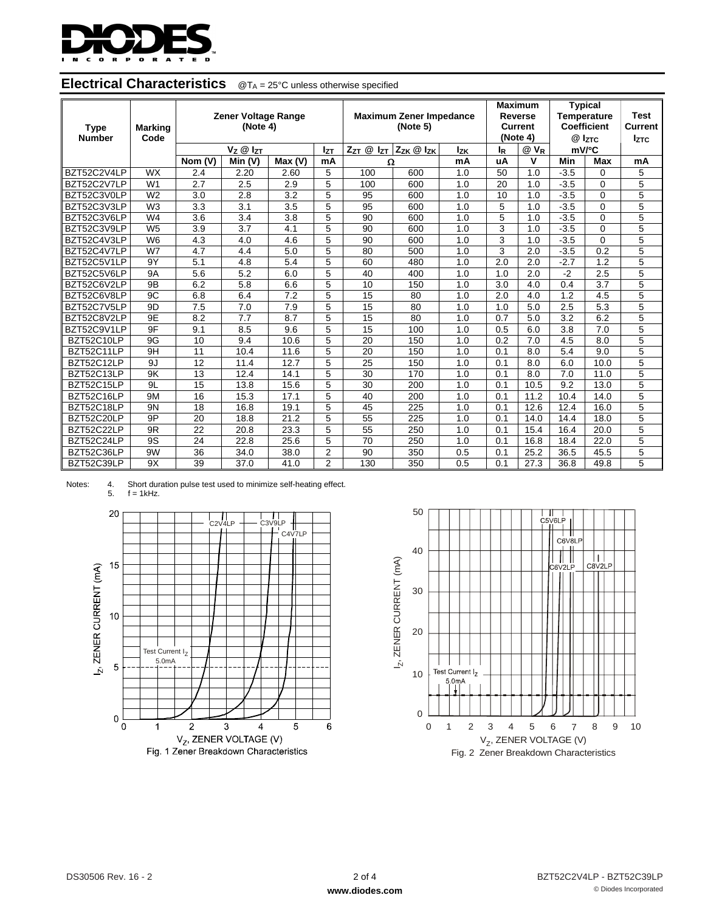## Electrical Characteristics @$T_A$ = 25°C unless otherwise specified

| Type Number | Marking Code | Zener Voltage Range (Note 4) | | | | Maximum Zener Impedance (Note 5) | | | Maximum Reverse Current (Note 4) | | Typical Temperature Coefficient @ $I_{ZTC}$ | | Test Current $I_{ZTC}$ |
|---|---|---|---|---|---|---|---|---|---|---|---|---|---|
| | | $V_Z$ @ $I_{ZT}$ | | | $I_{ZT}$ | $Z_{ZT}$ @ $I_{ZT}$ | $Z_{ZK}$ @ $I_{ZK}$ | $I_{ZK}$ | $I_R$ | @ $V_R$ | mV/°C | | |
| | | Nom (V) | Min (V) | Max (V) | mA | Ω | | mA | uA | V | Min | Max | mA |
| BZT52C2V4LP | WX | 2.4 | 2.20 | 2.60 | 5 | 100 | 600 | 1.0 | 50 | 1.0 | -3.5 | 0 | 5 |
| BZT52C2V7LP | W1 | 2.7 | 2.5 | 2.9 | 5 | 100 | 600 | 1.0 | 20 | 1.0 | -3.5 | 0 | 5 |
| BZT52C3V0LP | W2 | 3.0 | 2.8 | 3.2 | 5 | 95 | 600 | 1.0 | 10 | 1.0 | -3.5 | 0 | 5 |
| BZT52C3V3LP | W3 | 3.3 | 3.1 | 3.5 | 5 | 95 | 600 | 1.0 | 5 | 1.0 | -3.5 | 0 | 5 |
| BZT52C3V6LP | W4 | 3.6 | 3.4 | 3.8 | 5 | 90 | 600 | 1.0 | 5 | 1.0 | -3.5 | 0 | 5 |
| BZT52C3V9LP | W5 | 3.9 | 3.7 | 4.1 | 5 | 90 | 600 | 1.0 | 3 | 1.0 | -3.5 | 0 | 5 |
| BZT52C4V3LP | W6 | 4.3 | 4.0 | 4.6 | 5 | 90 | 600 | 1.0 | 3 | 1.0 | -3.5 | 0 | 5 |
| BZT52C4V7LP | W7 | 4.7 | 4.4 | 5.0 | 5 | 80 | 500 | 1.0 | 3 | 2.0 | -3.5 | 0.2 | 5 |
| BZT52C5V1LP | 9Y | 5.1 | 4.8 | 5.4 | 5 | 60 | 480 | 1.0 | 2.0 | 2.0 | -2.7 | 1.2 | 5 |
| BZT52C5V6LP | 9A | 5.6 | 5.2 | 6.0 | 5 | 40 | 400 | 1.0 | 1.0 | 2.0 | -2 | 2.5 | 5 |
| BZT52C6V2LP | 9B | 6.2 | 5.8 | 6.6 | 5 | 10 | 150 | 1.0 | 3.0 | 4.0 | 0.4 | 3.7 | 5 |
| BZT52C6V8LP | 9C | 6.8 | 6.4 | 7.2 | 5 | 15 | 80 | 1.0 | 2.0 | 4.0 | 1.2 | 4.5 | 5 |
| BZT52C7V5LP | 9D | 7.5 | 7.0 | 7.9 | 5 | 15 | 80 | 1.0 | 1.0 | 5.0 | 2.5 | 5.3 | 5 |
| BZT52C8V2LP | 9E | 8.2 | 7.7 | 8.7 | 5 | 15 | 80 | 1.0 | 0.7 | 5.0 | 3.2 | 6.2 | 5 |
| BZT52C9V1LP | 9F | 9.1 | 8.5 | 9.6 | 5 | 15 | 100 | 1.0 | 0.5 | 6.0 | 3.8 | 7.0 | 5 |
| BZT52C10LP | 9G | 10 | 9.4 | 10.6 | 5 | 20 | 150 | 1.0 | 0.2 | 7.0 | 4.5 | 8.0 | 5 |
| BZT52C11LP | 9H | 11 | 10.4 | 11.6 | 5 | 20 | 150 | 1.0 | 0.1 | 8.0 | 5.4 | 9.0 | 5 |
| BZT52C12LP | 9J | 12 | 11.4 | 12.7 | 5 | 25 | 150 | 1.0 | 0.1 | 8.0 | 6.0 | 10.0 | 5 |
| BZT52C13LP | 9K | 13 | 12.4 | 14.1 | 5 | 30 | 170 | 1.0 | 0.1 | 8.0 | 7.0 | 11.0 | 5 |
| BZT52C15LP | 9L | 15 | 13.8 | 15.6 | 5 | 30 | 200 | 1.0 | 0.1 | 10.5 | 9.2 | 13.0 | 5 |
| BZT52C16LP | 9M | 16 | 15.3 | 17.1 | 5 | 40 | 200 | 1.0 | 0.1 | 11.2 | 10.4 | 14.0 | 5 |
| BZT52C18LP | 9N | 18 | 16.8 | 19.1 | 5 | 45 | 225 | 1.0 | 0.1 | 12.6 | 12.4 | 16.0 | 5 |
| BZT52C20LP | 9P | 20 | 18.8 | 21.2 | 5 | 55 | 225 | 1.0 | 0.1 | 14.0 | 14.4 | 18.0 | 5 |
| BZT52C22LP | 9R | 22 | 20.8 | 23.3 | 5 | 55 | 250 | 1.0 | 0.1 | 15.4 | 16.4 | 20.0 | 5 |
| BZT52C24LP | 9S | 24 | 22.8 | 25.6 | 5 | 70 | 250 | 1.0 | 0.1 | 16.8 | 18.4 | 22.0 | 5 |
| BZT52C36LP | 9W | 36 | 34.0 | 38.0 | 2 | 90 | 350 | 0.5 | 0.1 | 25.2 | 36.5 | 45.5 | 5 |
| BZT52C39LP | 9X | 39 | 37.0 | 41.0 | 2 | 130 | 350 | 0.5 | 0.1 | 27.3 | 36.8 | 49.8 | 5 |

Notes:
4. Short duration pulse test used to minimize self-heating effect.
5. f = 1kHz.

Fig. 1 Zener Breakdown Characteristics

Fig. 2 Zener Breakdown Characteristics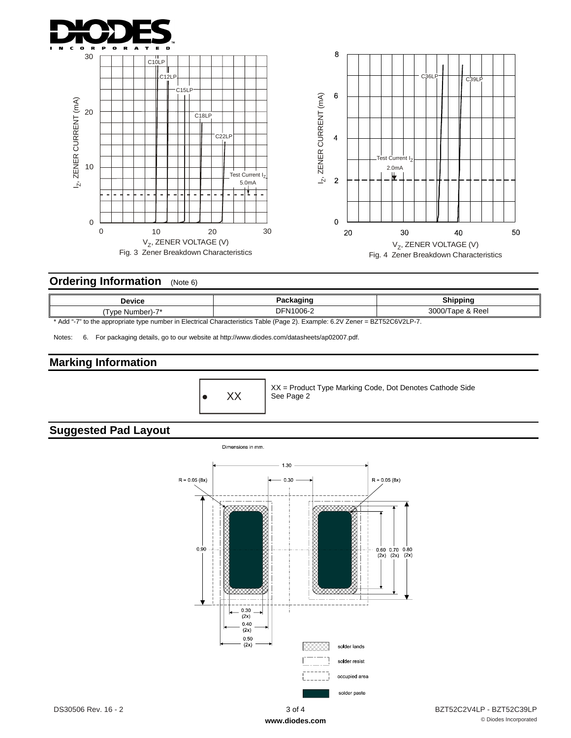Fig. 3 Zener Breakdown Characteristics

Fig. 4 Zener Breakdown Characteristics

## Ordering Information (Note 6)

| Device | Packaging | Shipping |
|---|---|---|
| (Type Number)-7* | DFN1006-2 | 3000/Tape & Reel |

\* Add "-7" to the appropriate type number in Electrical Characteristics Table (Page 2). Example: 6.2V Zener = BZT52C6V2LP-7.

Notes: 6. For packaging details, go to our website at http://www.diodes.com/datasheets/ap02007.pdf.

## Marking Information

XX = Product Type Marking Code, Dot Denotes Cathode Side
See Page 2

## Suggested Pad Layout

Dimensions in mm.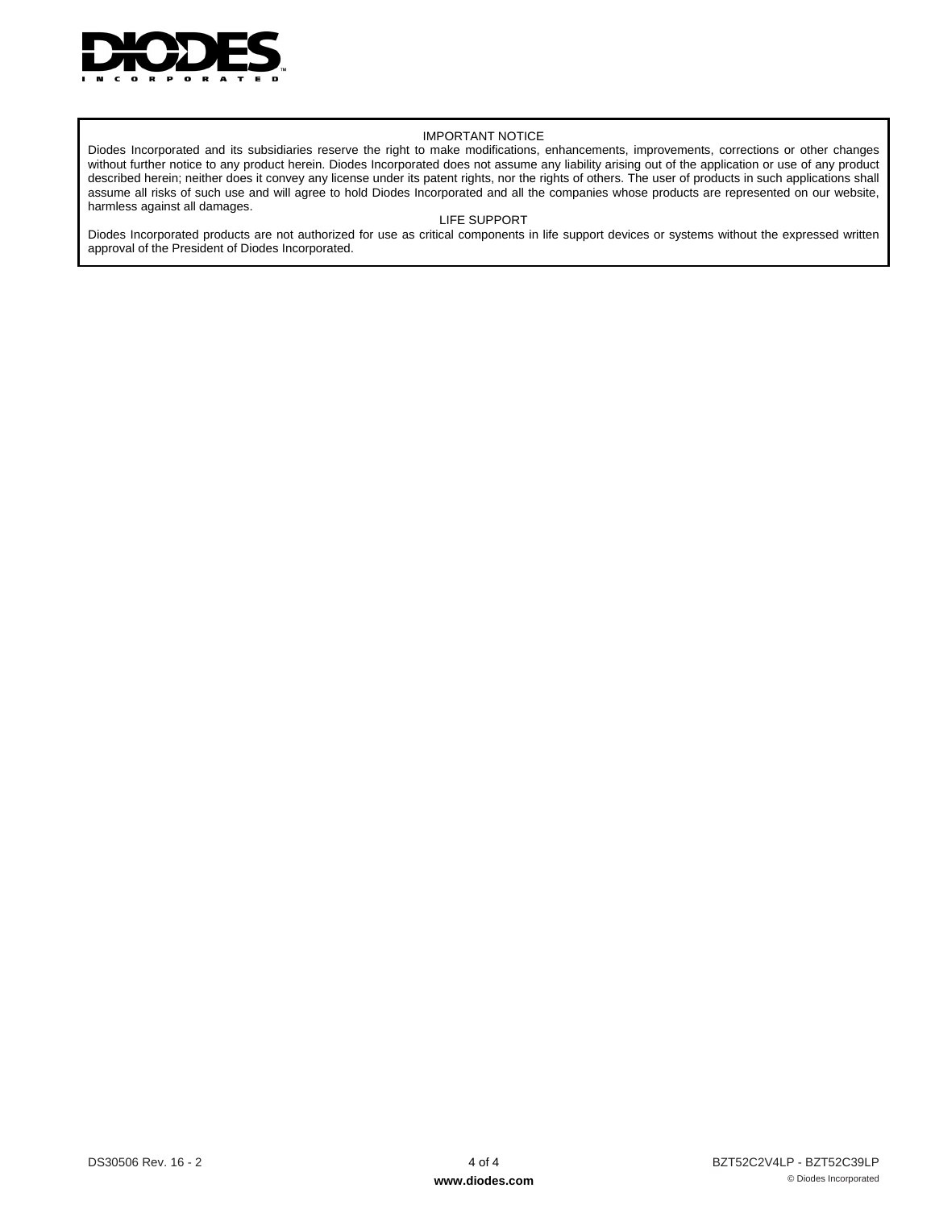IMPORTANT NOTICE

Diodes Incorporated and its subsidiaries reserve the right to make modifications, enhancements, improvements, corrections or other changes without further notice to any product herein. Diodes Incorporated does not assume any liability arising out of the application or use of any product described herein; neither does it convey any license under its patent rights, nor the rights of others. The user of products in such applications shall assume all risks of such use and will agree to hold Diodes Incorporated and all the companies whose products are represented on our website, harmless against all damages.

LIFE SUPPORT

Diodes Incorporated products are not authorized for use as critical components in life support devices or systems without the expressed written approval of the President of Diodes Incorporated.